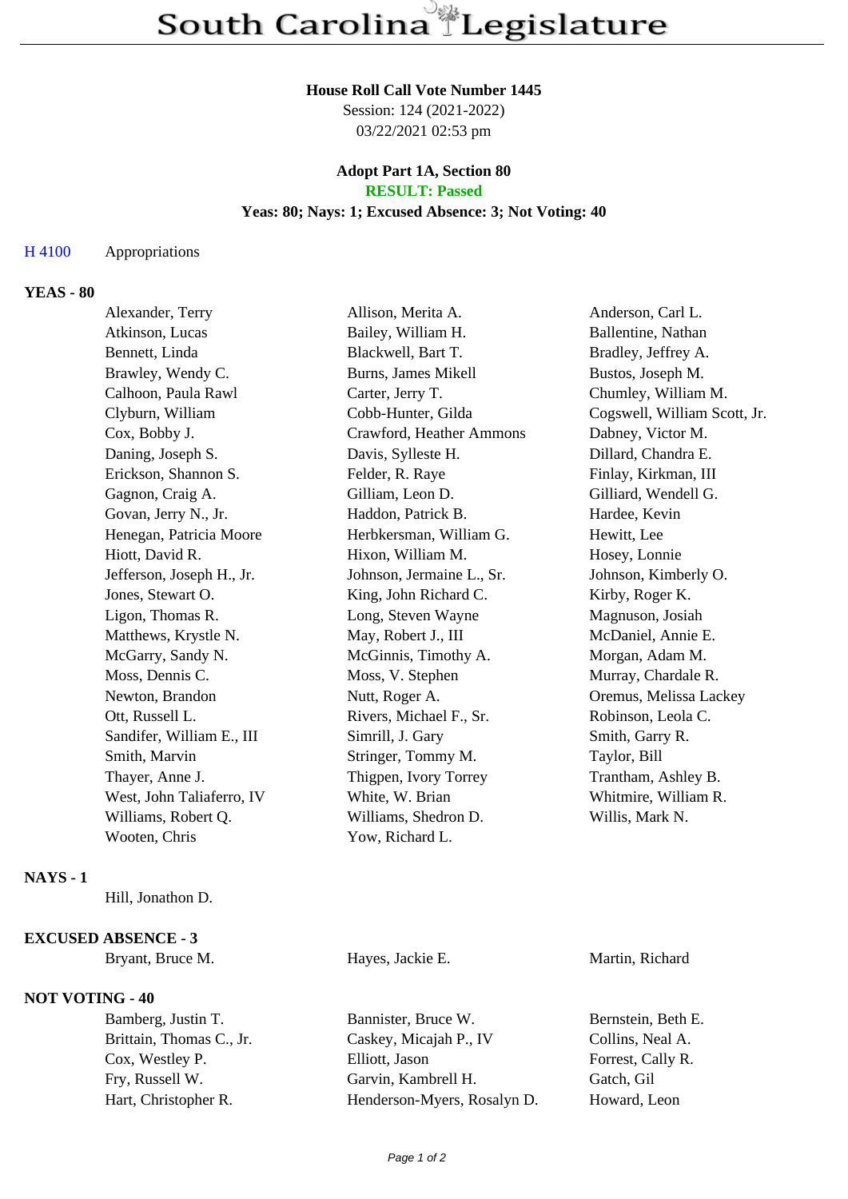# South Carolina Legislature

**House Roll Call Vote Number 1445**
Session: 124 (2021-2022)
03/22/2021 02:53 pm

**Adopt Part 1A, Section 80**
**RESULT: Passed**
**Yeas: 80; Nays: 1; Excused Absence: 3; Not Voting: 40**

H 4100 Appropriations

## YEAS - 80

| | | |
|---|---|---|
| Alexander, Terry | Allison, Merita A. | Anderson, Carl L. |
| Atkinson, Lucas | Bailey, William H. | Ballentine, Nathan |
| Bennett, Linda | Blackwell, Bart T. | Bradley, Jeffrey A. |
| Brawley, Wendy C. | Burns, James Mikell | Bustos, Joseph M. |
| Calhoon, Paula Rawl | Carter, Jerry T. | Chumley, William M. |
| Clyburn, William | Cobb-Hunter, Gilda | Cogswell, William Scott, Jr. |
| Cox, Bobby J. | Crawford, Heather Ammons | Dabney, Victor M. |
| Daning, Joseph S. | Davis, Sylleste H. | Dillard, Chandra E. |
| Erickson, Shannon S. | Felder, R. Raye | Finlay, Kirkman, III |
| Gagnon, Craig A. | Gilliam, Leon D. | Gilliard, Wendell G. |
| Govan, Jerry N., Jr. | Haddon, Patrick B. | Hardee, Kevin |
| Henegan, Patricia Moore | Herbkersman, William G. | Hewitt, Lee |
| Hiott, David R. | Hixon, William M. | Hosey, Lonnie |
| Jefferson, Joseph H., Jr. | Johnson, Jermaine L., Sr. | Johnson, Kimberly O. |
| Jones, Stewart O. | King, John Richard C. | Kirby, Roger K. |
| Ligon, Thomas R. | Long, Steven Wayne | Magnuson, Josiah |
| Matthews, Krystle N. | May, Robert J., III | McDaniel, Annie E. |
| McGarry, Sandy N. | McGinnis, Timothy A. | Morgan, Adam M. |
| Moss, Dennis C. | Moss, V. Stephen | Murray, Chardale R. |
| Newton, Brandon | Nutt, Roger A. | Oremus, Melissa Lackey |
| Ott, Russell L. | Rivers, Michael F., Sr. | Robinson, Leola C. |
| Sandifer, William E., III | Simrill, J. Gary | Smith, Garry R. |
| Smith, Marvin | Stringer, Tommy M. | Taylor, Bill |
| Thayer, Anne J. | Thigpen, Ivory Torrey | Trantham, Ashley B. |
| West, John Taliaferro, IV | White, W. Brian | Whitmire, William R. |
| Williams, Robert Q. | Williams, Shedron D. | Willis, Mark N. |
| Wooten, Chris | Yow, Richard L. | |

## NAYS - 1

Hill, Jonathon D.

## EXCUSED ABSENCE - 3

| | | |
|---|---|---|
| Bryant, Bruce M. | Hayes, Jackie E. | Martin, Richard |

## NOT VOTING - 40

| | | |
|---|---|---|
| Bamberg, Justin T. | Bannister, Bruce W. | Bernstein, Beth E. |
| Brittain, Thomas C., Jr. | Caskey, Micajah P., IV | Collins, Neal A. |
| Cox, Westley P. | Elliott, Jason | Forrest, Cally R. |
| Fry, Russell W. | Garvin, Kambrell H. | Gatch, Gil |
| Hart, Christopher R. | Henderson-Myers, Rosalyn D. | Howard, Leon |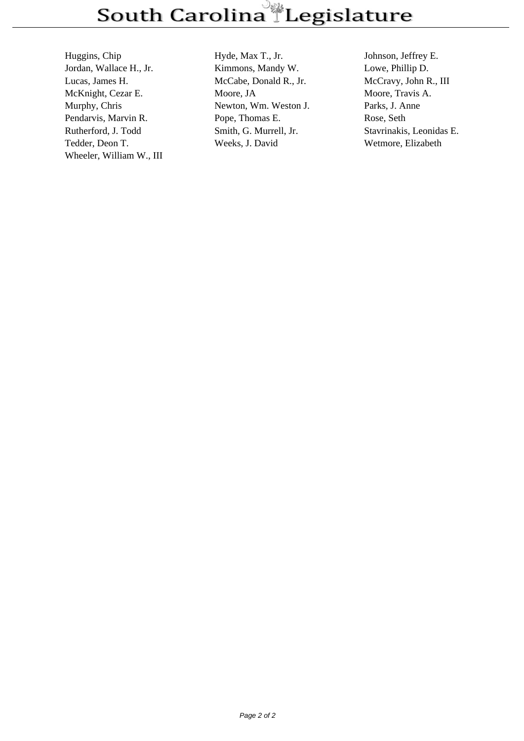Huggins, Chip
Hyde, Max T., Jr.
Johnson, Jeffrey E.
Jordan, Wallace H., Jr.
Kimmons, Mandy W.
Lowe, Phillip D.
Lucas, James H.
McCabe, Donald R., Jr.
McCravy, John R., III
McKnight, Cezar E.
Moore, JA
Moore, Travis A.
Murphy, Chris
Newton, Wm. Weston J.
Parks, J. Anne
Pendarvis, Marvin R.
Pope, Thomas E.
Rose, Seth
Rutherford, J. Todd
Smith, G. Murrell, Jr.
Stavrinakis, Leonidas E.
Tedder, Deon T.
Weeks, J. David
Wetmore, Elizabeth
Wheeler, William W., III